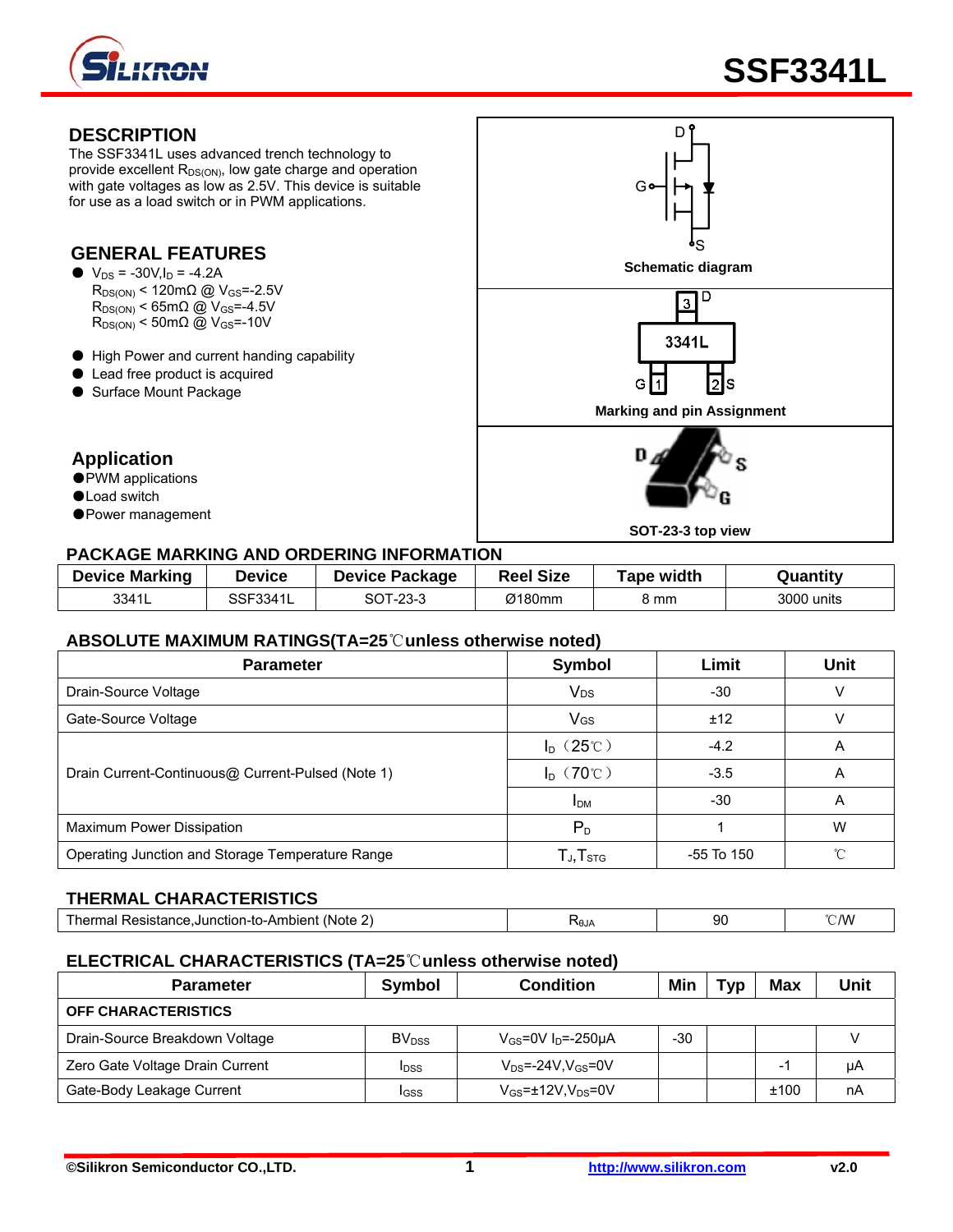# SSF3341L

## DESCRIPTION

The SSF3341L uses advanced trench technology to provide excellent $R_{DS(ON)}$, low gate charge and operation with gate voltages as low as 2.5V. This device is suitable for use as a load switch or in PWM applications.

## GENERAL FEATURES

- $V_{DS}$ = -30V, $I_D$ = -4.2A
  $R_{DS(ON)}$ < 120mΩ @ $V_{GS}$=-2.5V
  $R_{DS(ON)}$ < 65mΩ @ $V_{GS}$=-4.5V
  $R_{DS(ON)}$ < 50mΩ @ $V_{GS}$=-10V
- High Power and current handing capability
- Lead free product is acquired
- Surface Mount Package

## Application

- PWM applications
- Load switch
- Power management

Schematic diagram

Marking and pin Assignment

SOT-23-3 top view

## PACKAGE MARKING AND ORDERING INFORMATION

| Device Marking | Device | Device Package | Reel Size | Tape width | Quantity |
|---|---|---|---|---|---|
| 3341L | SSF3341L | SOT-23-3 | Ø180mm | 8 mm | 3000 units |

## ABSOLUTE MAXIMUM RATINGS(TA=25℃unless otherwise noted)

| Parameter | Symbol | Limit | Unit |
|---|---|---|---|
| Drain-Source Voltage | $V_{DS}$ | -30 | V |
| Gate-Source Voltage | $V_{GS}$ | ±12 | V |
| Drain Current-Continuous@ Current-Pulsed (Note 1) | $I_D$（25℃） | -4.2 | A |
| | $I_D$（70℃） | -3.5 | A |
| | $I_{DM}$ | -30 | A |
| Maximum Power Dissipation | $P_D$ | 1 | W |
| Operating Junction and Storage Temperature Range | $T_J$,$T_{STG}$ | -55 To 150 | ℃ |

## THERMAL CHARACTERISTICS

| Parameter | Symbol | Value | Unit |
|---|---|---|---|
| Thermal Resistance,Junction-to-Ambient (Note 2) | $R_{θJA}$ | 90 | ℃/W |

## ELECTRICAL CHARACTERISTICS (TA=25℃unless otherwise noted)

| Parameter | Symbol | Condition | Min | Typ | Max | Unit |
|---|---|---|---|---|---|---|
| **OFF CHARACTERISTICS** | | | | | | |
| Drain-Source Breakdown Voltage | $BV_{DSS}$ | $V_{GS}$=0V $I_D$=-250μA | -30 | | | V |
| Zero Gate Voltage Drain Current | $I_{DSS}$ | $V_{DS}$=-24V,$V_{GS}$=0V | | | -1 | μA |
| Gate-Body Leakage Current | $I_{GSS}$ | $V_{GS}$=±12V,$V_{DS}$=0V | | | ±100 | nA |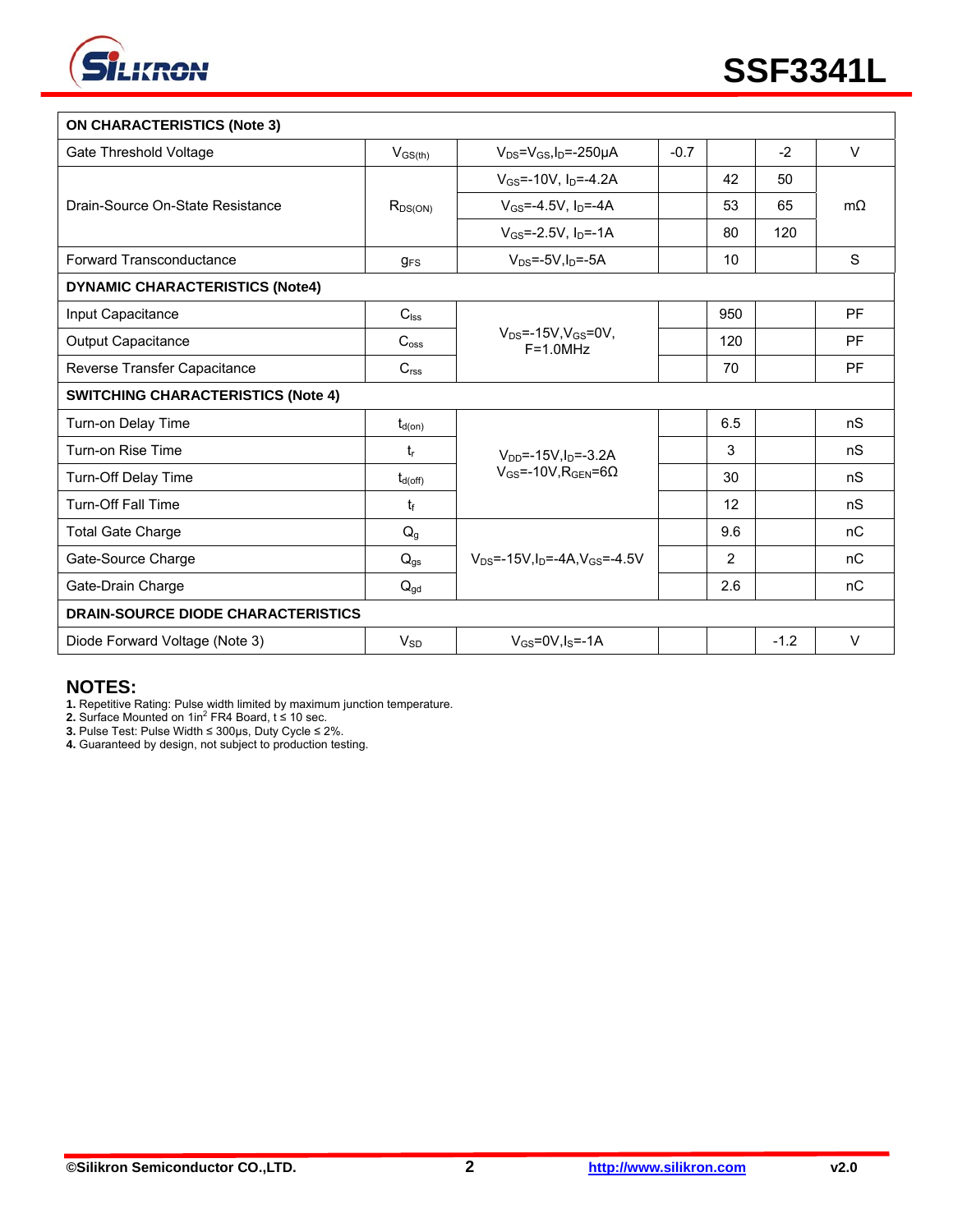| Parameter | Symbol | Conditions | Min | Typ | Max | Unit |
|---|---|---|---|---|---|---|
| **ON CHARACTERISTICS (Note 3)** | | | | | | |
| Gate Threshold Voltage | $V_{GS(th)}$ | $V_{DS}=V_{GS}, I_D=-250\mu A$ | -0.7 | | -2 | V |
| Drain-Source On-State Resistance | $R_{DS(ON)}$ | $V_{GS}=-10V, I_D=-4.2A$ | | 42 | 50 | mΩ |
| | | $V_{GS}=-4.5V, I_D=-4A$ | | 53 | 65 | mΩ |
| | | $V_{GS}=-2.5V, I_D=-1A$ | | 80 | 120 | mΩ |
| Forward Transconductance | $g_{FS}$ | $V_{DS}=-5V, I_D=-5A$ | | 10 | | S |
| **DYNAMIC CHARACTERISTICS (Note4)** | | | | | | |
| Input Capacitance | $C_{lss}$ | $V_{DS}=-15V, V_{GS}=0V$, F=1.0MHz | | 950 | | PF |
| Output Capacitance | $C_{oss}$ | | | 120 | | PF |
| Reverse Transfer Capacitance | $C_{rss}$ | | | 70 | | PF |
| **SWITCHING CHARACTERISTICS (Note 4)** | | | | | | |
| Turn-on Delay Time | $t_{d(on)}$ | $V_{DD}=-15V, I_D=-3.2A$, $V_{GS}=-10V, R_{GEN}=6\Omega$ | | 6.5 | | nS |
| Turn-on Rise Time | $t_r$ | | | 3 | | nS |
| Turn-Off Delay Time | $t_{d(off)}$ | | | 30 | | nS |
| Turn-Off Fall Time | $t_f$ | | | 12 | | nS |
| Total Gate Charge | $Q_g$ | $V_{DS}=-15V, I_D=-4A, V_{GS}=-4.5V$ | | 9.6 | | nC |
| Gate-Source Charge | $Q_{gs}$ | | | 2 | | nC |
| Gate-Drain Charge | $Q_{gd}$ | | | 2.6 | | nC |
| **DRAIN-SOURCE DIODE CHARACTERISTICS** | | | | | | |
| Diode Forward Voltage (Note 3) | $V_{SD}$ | $V_{GS}=0V, I_S=-1A$ | | | -1.2 | V |

## NOTES:

**1.** Repetitive Rating: Pulse width limited by maximum junction temperature.
**2.** Surface Mounted on $1in^2$ FR4 Board, t ≤ 10 sec.
**3.** Pulse Test: Pulse Width ≤ 300μs, Duty Cycle ≤ 2%.
**4.** Guaranteed by design, not subject to production testing.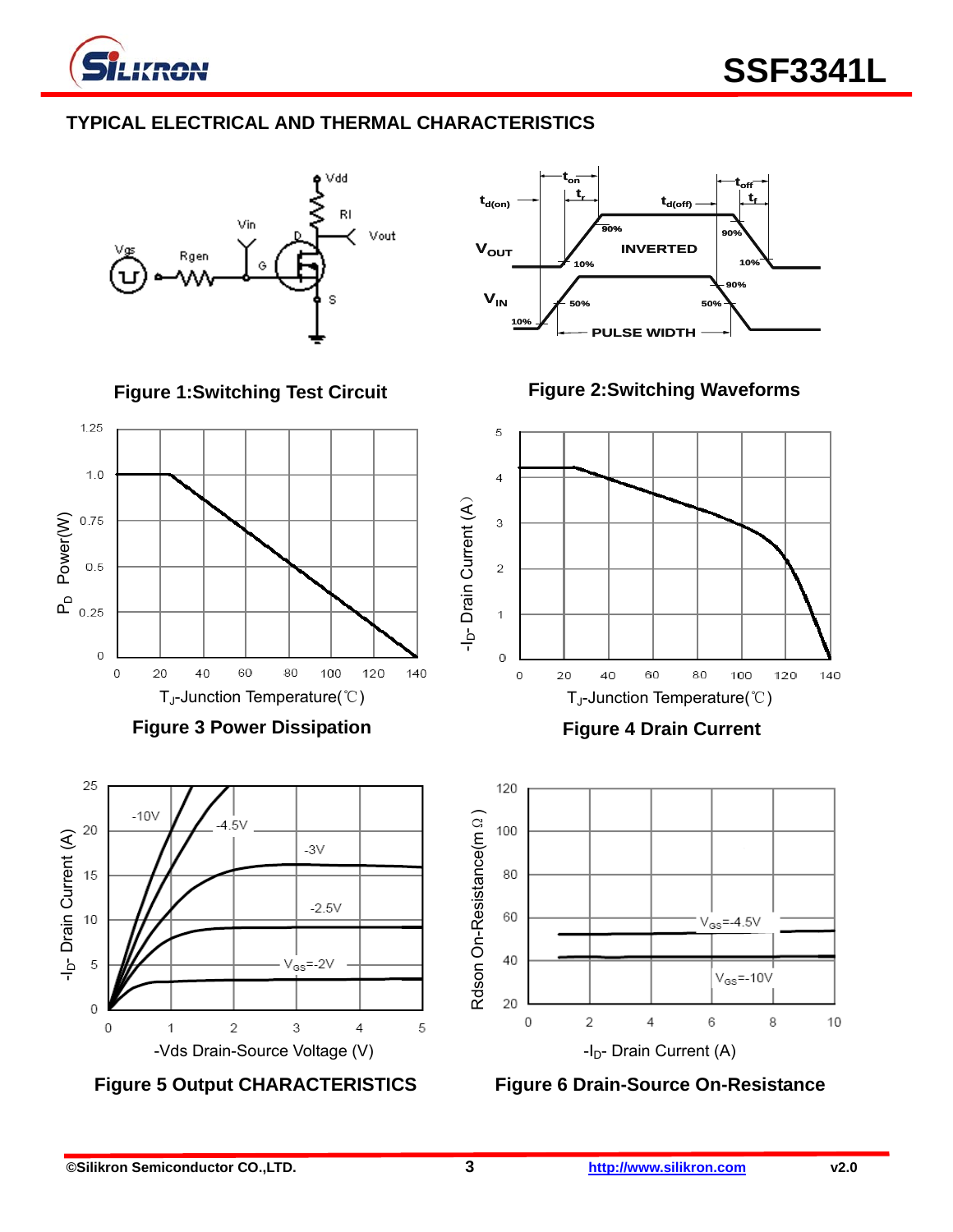## TYPICAL ELECTRICAL AND THERMAL CHARACTERISTICS

Figure 1:Switching Test Circuit

Figure 2:Switching Waveforms

Figure 3 Power Dissipation

Figure 4 Drain Current

Figure 5 Output CHARACTERISTICS

Figure 6 Drain-Source On-Resistance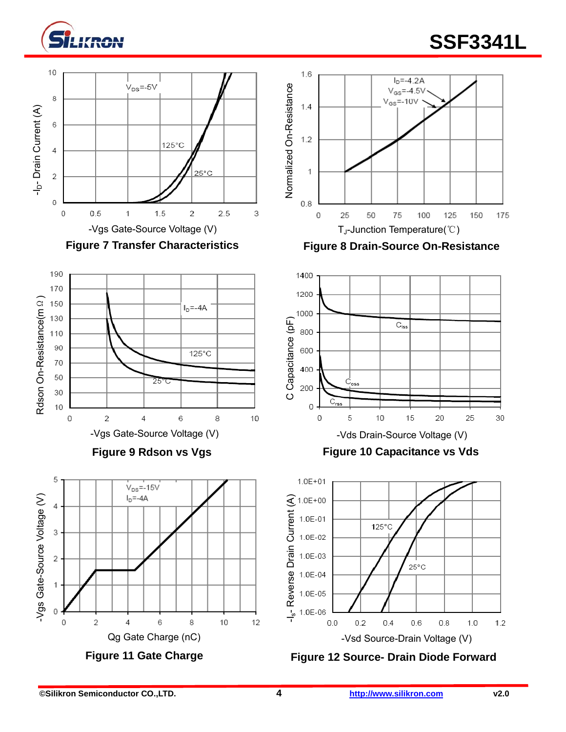**Figure 7 Transfer Characteristics**

**Figure 8 Drain-Source On-Resistance**

**Figure 9 Rdson vs Vgs**

**Figure 10 Capacitance vs Vds**

**Figure 11 Gate Charge**

**Figure 12 Source- Drain Diode Forward**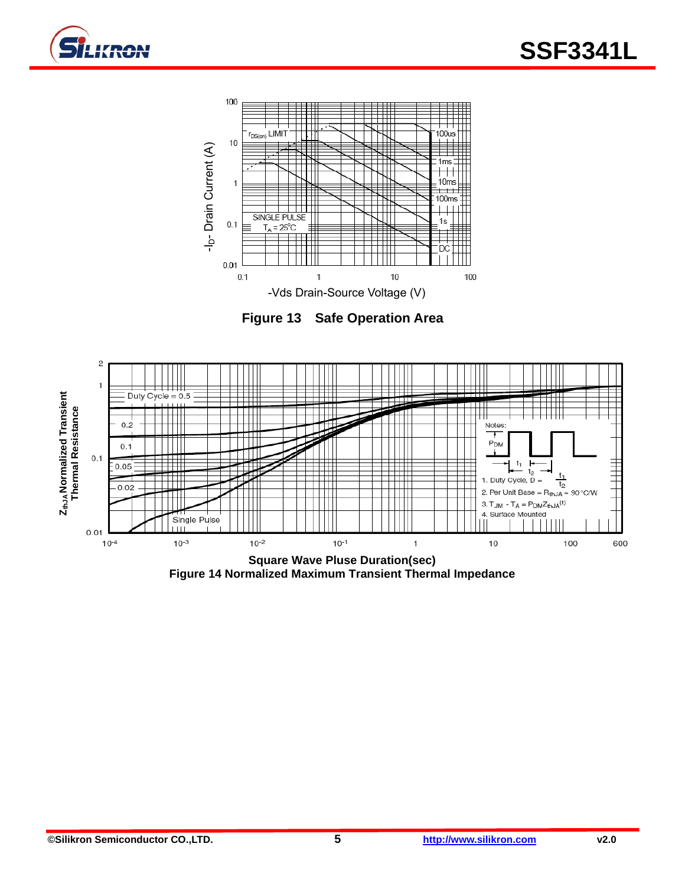**Figure 13 Safe Operation Area**

**Square Wave Pluse Duration(sec)**

**Figure 14 Normalized Maximum Transient Thermal Impedance**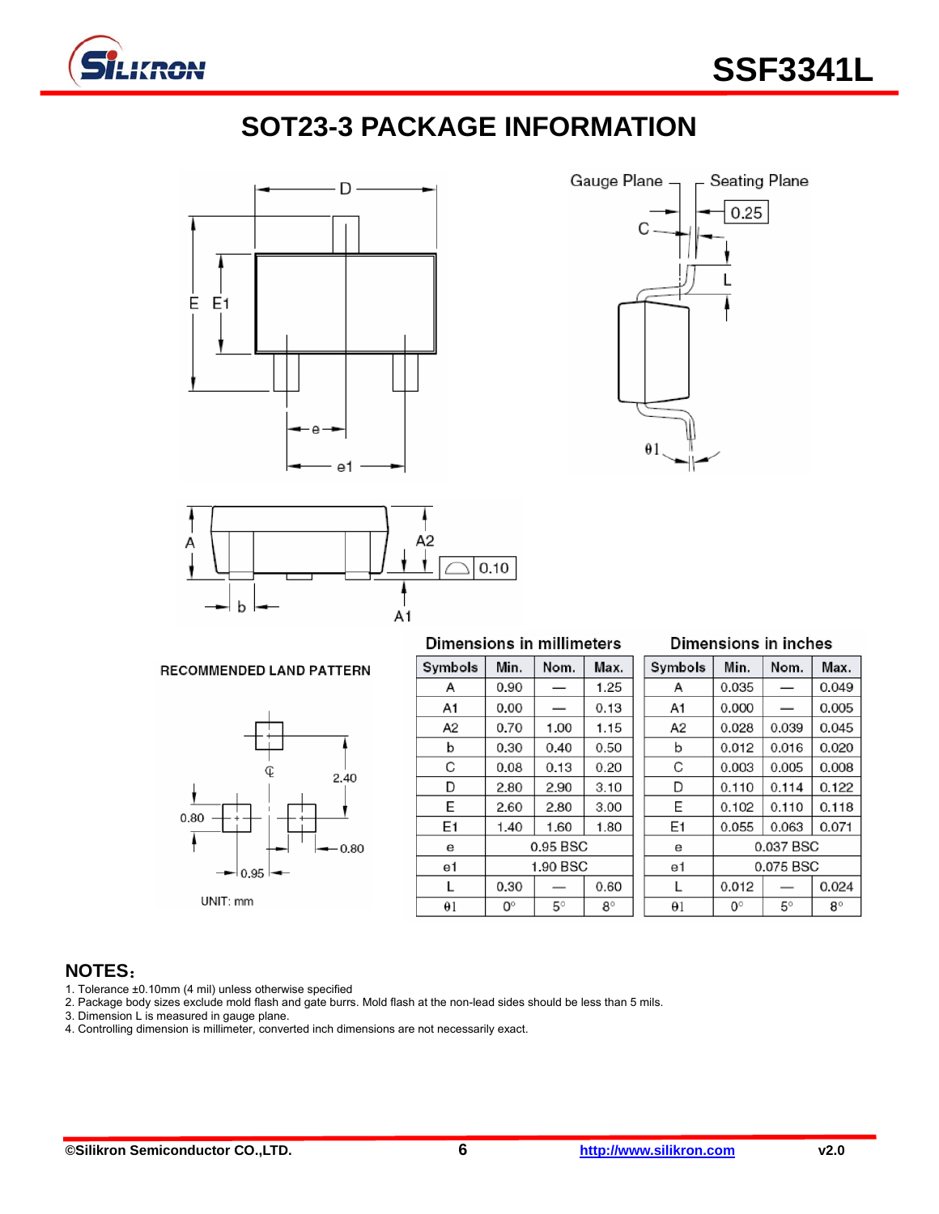# SOT23-3 PACKAGE INFORMATION

RECOMMENDED LAND PATTERN

UNIT: mm

| Dimensions in millimeters | | | | Dimensions in inches | | | |
|---|---|---|---|---|---|---|---|
| Symbols | Min. | Nom. | Max. | Symbols | Min. | Nom. | Max. |
| A | 0.90 | — | 1.25 | A | 0.035 | — | 0.049 |
| A1 | 0.00 | — | 0.13 | A1 | 0.000 | — | 0.005 |
| A2 | 0.70 | 1.00 | 1.15 | A2 | 0.028 | 0.039 | 0.045 |
| b | 0.30 | 0.40 | 0.50 | b | 0.012 | 0.016 | 0.020 |
| C | 0.08 | 0.13 | 0.20 | C | 0.003 | 0.005 | 0.008 |
| D | 2.80 | 2.90 | 3.10 | D | 0.110 | 0.114 | 0.122 |
| E | 2.60 | 2.80 | 3.00 | E | 0.102 | 0.110 | 0.118 |
| E1 | 1.40 | 1.60 | 1.80 | E1 | 0.055 | 0.063 | 0.071 |
| e | 0.95 BSC | | | e | 0.037 BSC | | |
| e1 | 1.90 BSC | | | e1 | 0.075 BSC | | |
| L | 0.30 | — | 0.60 | L | 0.012 | — | 0.024 |
| θ1 | 0° | 5° | 8° | θ1 | 0° | 5° | 8° |

## NOTES：

1. Tolerance ±0.10mm (4 mil) unless otherwise specified
2. Package body sizes exclude mold flash and gate burrs. Mold flash at the non-lead sides should be less than 5 mils.
3. Dimension L is measured in gauge plane.
4. Controlling dimension is millimeter, converted inch dimensions are not necessarily exact.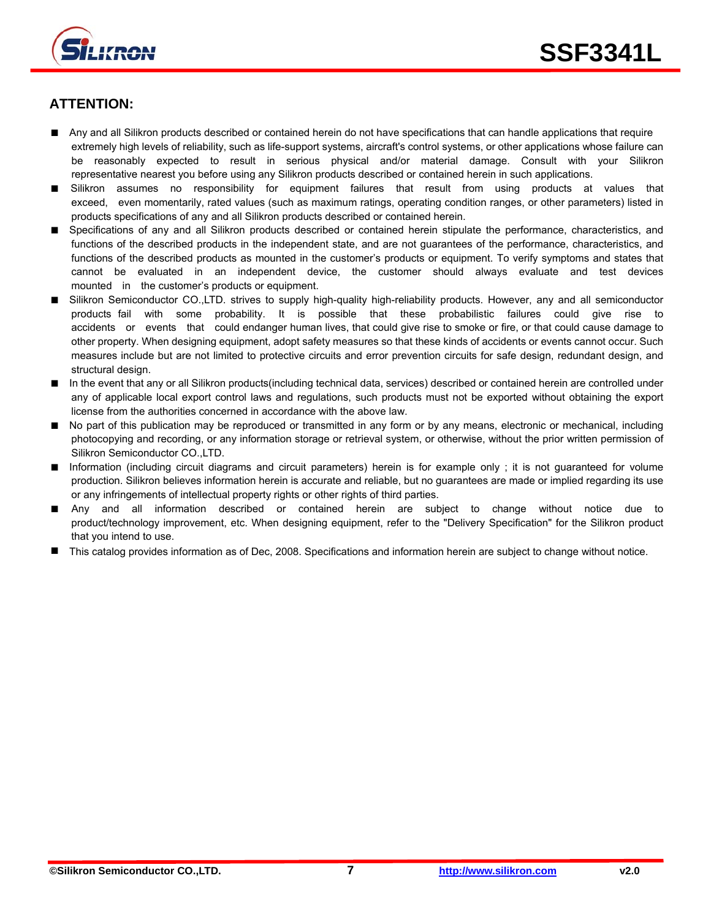## ATTENTION:

- Any and all Silikron products described or contained herein do not have specifications that can handle applications that require extremely high levels of reliability, such as life-support systems, aircraft's control systems, or other applications whose failure can be reasonably expected to result in serious physical and/or material damage. Consult with your Silikron representative nearest you before using any Silikron products described or contained herein in such applications.
- Silikron assumes no responsibility for equipment failures that result from using products at values that exceed, even momentarily, rated values (such as maximum ratings, operating condition ranges, or other parameters) listed in products specifications of any and all Silikron products described or contained herein.
- Specifications of any and all Silikron products described or contained herein stipulate the performance, characteristics, and functions of the described products in the independent state, and are not guarantees of the performance, characteristics, and functions of the described products as mounted in the customer's products or equipment. To verify symptoms and states that cannot be evaluated in an independent device, the customer should always evaluate and test devices mounted in the customer's products or equipment.
- Silikron Semiconductor CO.,LTD. strives to supply high-quality high-reliability products. However, any and all semiconductor products fail with some probability. It is possible that these probabilistic failures could give rise to accidents or events that could endanger human lives, that could give rise to smoke or fire, or that could cause damage to other property. When designing equipment, adopt safety measures so that these kinds of accidents or events cannot occur. Such measures include but are not limited to protective circuits and error prevention circuits for safe design, redundant design, and structural design.
- In the event that any or all Silikron products(including technical data, services) described or contained herein are controlled under any of applicable local export control laws and regulations, such products must not be exported without obtaining the export license from the authorities concerned in accordance with the above law.
- No part of this publication may be reproduced or transmitted in any form or by any means, electronic or mechanical, including photocopying and recording, or any information storage or retrieval system, or otherwise, without the prior written permission of Silikron Semiconductor CO.,LTD.
- Information (including circuit diagrams and circuit parameters) herein is for example only ; it is not guaranteed for volume production. Silikron believes information herein is accurate and reliable, but no guarantees are made or implied regarding its use or any infringements of intellectual property rights or other rights of third parties.
- Any and all information described or contained herein are subject to change without notice due to product/technology improvement, etc. When designing equipment, refer to the "Delivery Specification" for the Silikron product that you intend to use.
- This catalog provides information as of Dec, 2008. Specifications and information herein are subject to change without notice.